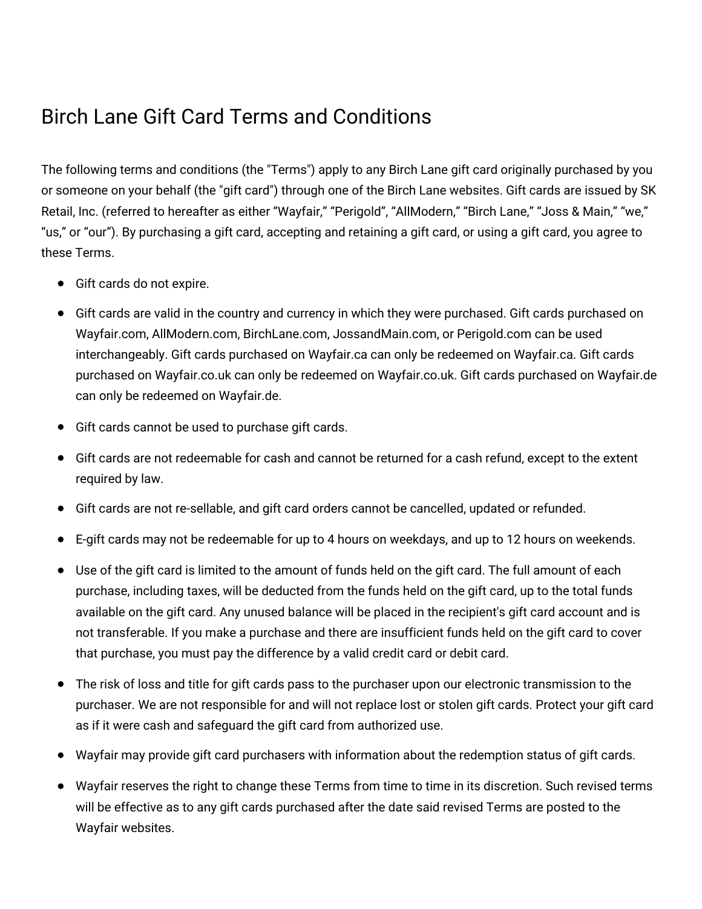# Birch Lane Gift Card Terms and Conditions

The following terms and conditions (the "Terms") apply to any Birch Lane gift card originally purchased by you or someone on your behalf (the "gift card") through one of the Birch Lane websites. Gift cards are issued by SK Retail, Inc. (referred to hereafter as either “Wayfair,” “Perigold”, “AllModern,” “Birch Lane,” “Joss & Main,” “we,” “us,” or “our”). By purchasing a gift card, accepting and retaining a gift card, or using a gift card, you agree to these Terms.

- Gift cards do not expire.
- Gift cards are valid in the country and currency in which they were purchased. Gift cards purchased on Wayfair.com, AllModern.com, BirchLane.com, JossandMain.com, or Perigold.com can be used interchangeably. Gift cards purchased on Wayfair.ca can only be redeemed on Wayfair.ca. Gift cards purchased on Wayfair.co.uk can only be redeemed on Wayfair.co.uk. Gift cards purchased on Wayfair.de can only be redeemed on Wayfair.de.
- Gift cards cannot be used to purchase gift cards.
- Gift cards are not redeemable for cash and cannot be returned for a cash refund, except to the extent required by law.
- Gift cards are not re-sellable, and gift card orders cannot be cancelled, updated or refunded.
- E-gift cards may not be redeemable for up to 4 hours on weekdays, and up to 12 hours on weekends.
- Use of the gift card is limited to the amount of funds held on the gift card. The full amount of each purchase, including taxes, will be deducted from the funds held on the gift card, up to the total funds available on the gift card. Any unused balance will be placed in the recipient's gift card account and is not transferable. If you make a purchase and there are insufficient funds held on the gift card to cover that purchase, you must pay the difference by a valid credit card or debit card.
- The risk of loss and title for gift cards pass to the purchaser upon our electronic transmission to the purchaser. We are not responsible for and will not replace lost or stolen gift cards. Protect your gift card as if it were cash and safeguard the gift card from authorized use.
- Wayfair may provide gift card purchasers with information about the redemption status of gift cards.
- Wayfair reserves the right to change these Terms from time to time in its discretion. Such revised terms will be effective as to any gift cards purchased after the date said revised Terms are posted to the Wayfair websites.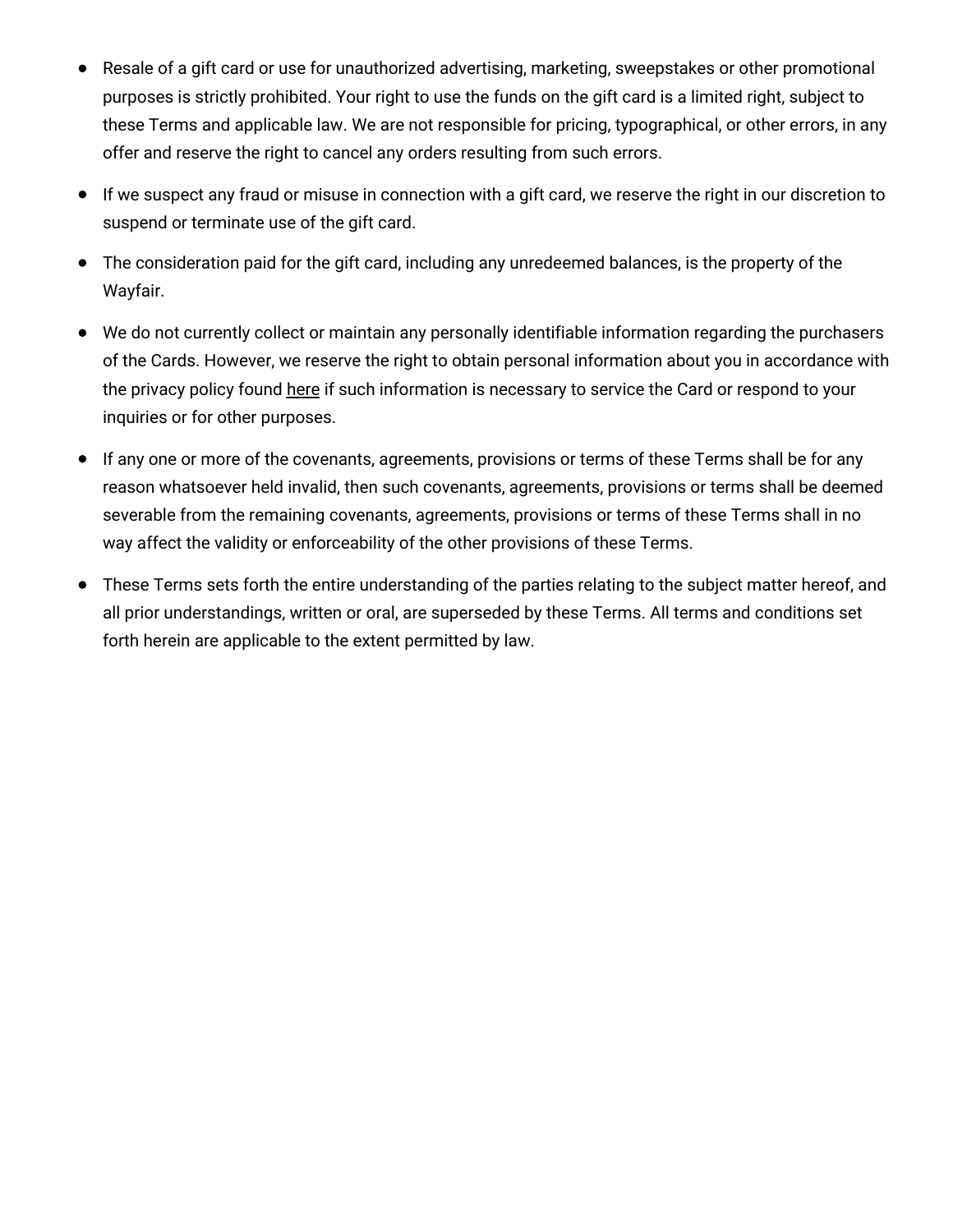- Resale of a gift card or use for unauthorized advertising, marketing, sweepstakes or other promotional purposes is strictly prohibited. Your right to use the funds on the gift card is a limited right, subject to these Terms and applicable law. We are not responsible for pricing, typographical, or other errors, in any offer and reserve the right to cancel any orders resulting from such errors.
- If we suspect any fraud or misuse in connection with a gift card, we reserve the right in our discretion to suspend or terminate use of the gift card.
- The consideration paid for the gift card, including any unredeemed balances, is the property of the Wayfair.
- We do not currently collect or maintain any personally identifiable information regarding the purchasers of the Cards. However, we reserve the right to obtain personal information about you in accordance with the privacy policy found here if such information is necessary to service the Card or respond to your inquiries or for other purposes.
- If any one or more of the covenants, agreements, provisions or terms of these Terms shall be for any reason whatsoever held invalid, then such covenants, agreements, provisions or terms shall be deemed severable from the remaining covenants, agreements, provisions or terms of these Terms shall in no way affect the validity or enforceability of the other provisions of these Terms.
- These Terms sets forth the entire understanding of the parties relating to the subject matter hereof, and all prior understandings, written or oral, are superseded by these Terms. All terms and conditions set forth herein are applicable to the extent permitted by law.